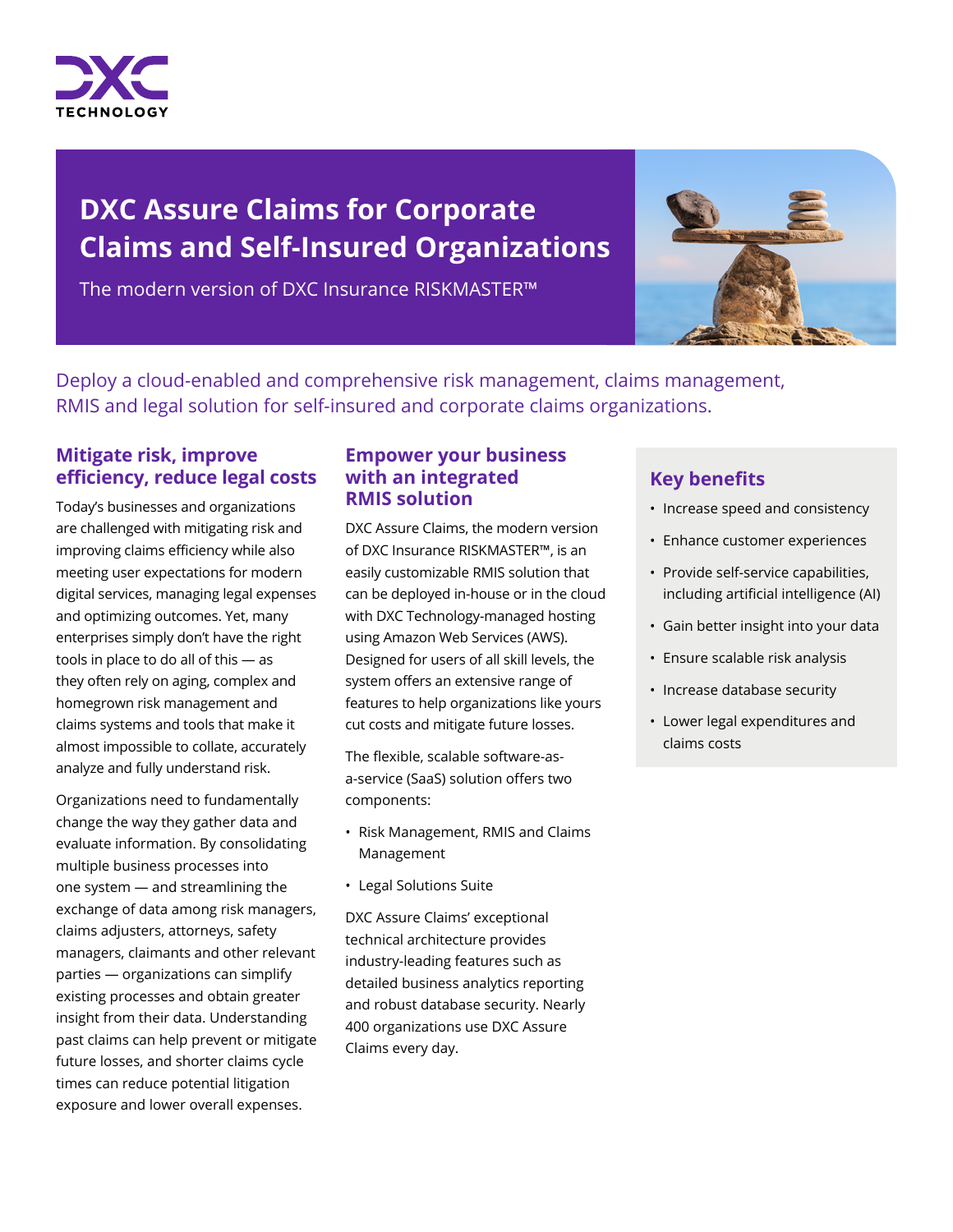# DXC Assure Claims for Corporate Claims and Self-Insured Organizations

The modern version of DXC Insurance RISKMASTER™

Deploy a cloud-enabled and comprehensive risk management, claims management, RMIS and legal solution for self-insured and corporate claims organizations.

## Mitigate risk, improve efficiency, reduce legal costs

Today's businesses and organizations are challenged with mitigating risk and improving claims efficiency while also meeting user expectations for modern digital services, managing legal expenses and optimizing outcomes. Yet, many enterprises simply don't have the right tools in place to do all of this — as they often rely on aging, complex and homegrown risk management and claims systems and tools that make it almost impossible to collate, accurately analyze and fully understand risk.

Organizations need to fundamentally change the way they gather data and evaluate information. By consolidating multiple business processes into one system — and streamlining the exchange of data among risk managers, claims adjusters, attorneys, safety managers, claimants and other relevant parties — organizations can simplify existing processes and obtain greater insight from their data. Understanding past claims can help prevent or mitigate future losses, and shorter claims cycle times can reduce potential litigation exposure and lower overall expenses.

## Empower your business with an integrated RMIS solution

DXC Assure Claims, the modern version of DXC Insurance RISKMASTER™, is an easily customizable RMIS solution that can be deployed in-house or in the cloud with DXC Technology-managed hosting using Amazon Web Services (AWS). Designed for users of all skill levels, the system offers an extensive range of features to help organizations like yours cut costs and mitigate future losses.

The flexible, scalable software-as-a-service (SaaS) solution offers two components:

- Risk Management, RMIS and Claims Management
- Legal Solutions Suite

DXC Assure Claims' exceptional technical architecture provides industry-leading features such as detailed business analytics reporting and robust database security. Nearly 400 organizations use DXC Assure Claims every day.

## Key benefits

- Increase speed and consistency
- Enhance customer experiences
- Provide self-service capabilities, including artificial intelligence (AI)
- Gain better insight into your data
- Ensure scalable risk analysis
- Increase database security
- Lower legal expenditures and claims costs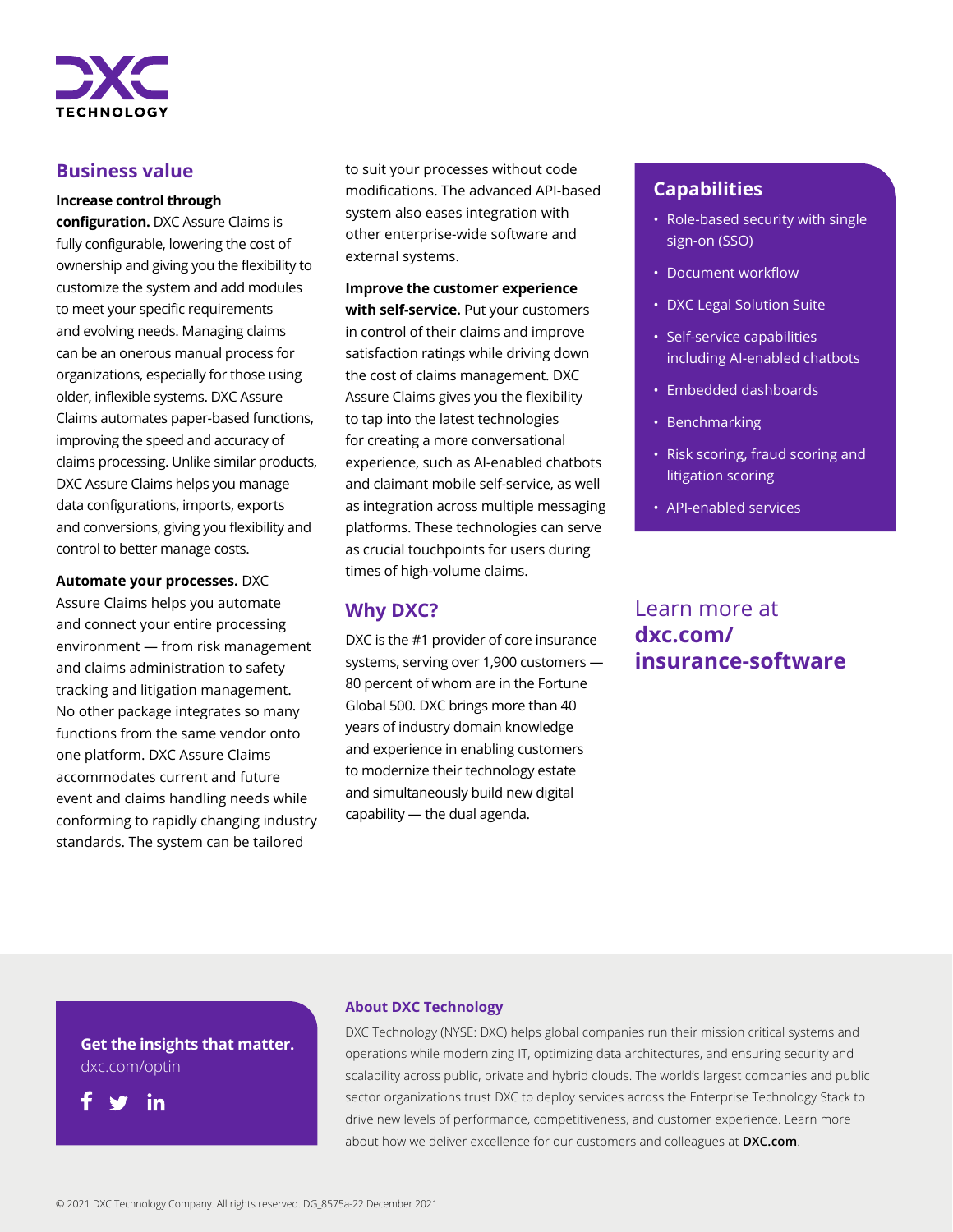## Business value

**Increase control through configuration.** DXC Assure Claims is fully configurable, lowering the cost of ownership and giving you the flexibility to customize the system and add modules to meet your specific requirements and evolving needs. Managing claims can be an onerous manual process for organizations, especially for those using older, inflexible systems. DXC Assure Claims automates paper-based functions, improving the speed and accuracy of claims processing. Unlike similar products, DXC Assure Claims helps you manage data configurations, imports, exports and conversions, giving you flexibility and control to better manage costs.

**Automate your processes.** DXC Assure Claims helps you automate and connect your entire processing environment — from risk management and claims administration to safety tracking and litigation management. No other package integrates so many functions from the same vendor onto one platform. DXC Assure Claims accommodates current and future event and claims handling needs while conforming to rapidly changing industry standards. The system can be tailored to suit your processes without code modifications. The advanced API-based system also eases integration with other enterprise-wide software and external systems.

**Improve the customer experience with self-service.** Put your customers in control of their claims and improve satisfaction ratings while driving down the cost of claims management. DXC Assure Claims gives you the flexibility to tap into the latest technologies for creating a more conversational experience, such as AI-enabled chatbots and claimant mobile self-service, as well as integration across multiple messaging platforms. These technologies can serve as crucial touchpoints for users during times of high-volume claims.

## Why DXC?

DXC is the #1 provider of core insurance systems, serving over 1,900 customers — 80 percent of whom are in the Fortune Global 500. DXC brings more than 40 years of industry domain knowledge and experience in enabling customers to modernize their technology estate and simultaneously build new digital capability — the dual agenda.

## Capabilities

- Role-based security with single sign-on (SSO)
- Document workflow
- DXC Legal Solution Suite
- Self-service capabilities including AI-enabled chatbots
- Embedded dashboards
- Benchmarking
- Risk scoring, fraud scoring and litigation scoring
- API-enabled services

Learn more at **dxc.com/insurance-software**

**Get the insights that matter.**
dxc.com/optin

### About DXC Technology

DXC Technology (NYSE: DXC) helps global companies run their mission critical systems and operations while modernizing IT, optimizing data architectures, and ensuring security and scalability across public, private and hybrid clouds. The world's largest companies and public sector organizations trust DXC to deploy services across the Enterprise Technology Stack to drive new levels of performance, competitiveness, and customer experience. Learn more about how we deliver excellence for our customers and colleagues at **DXC.com**.

© 2021 DXC Technology Company. All rights reserved. DG_8575a-22 December 2021